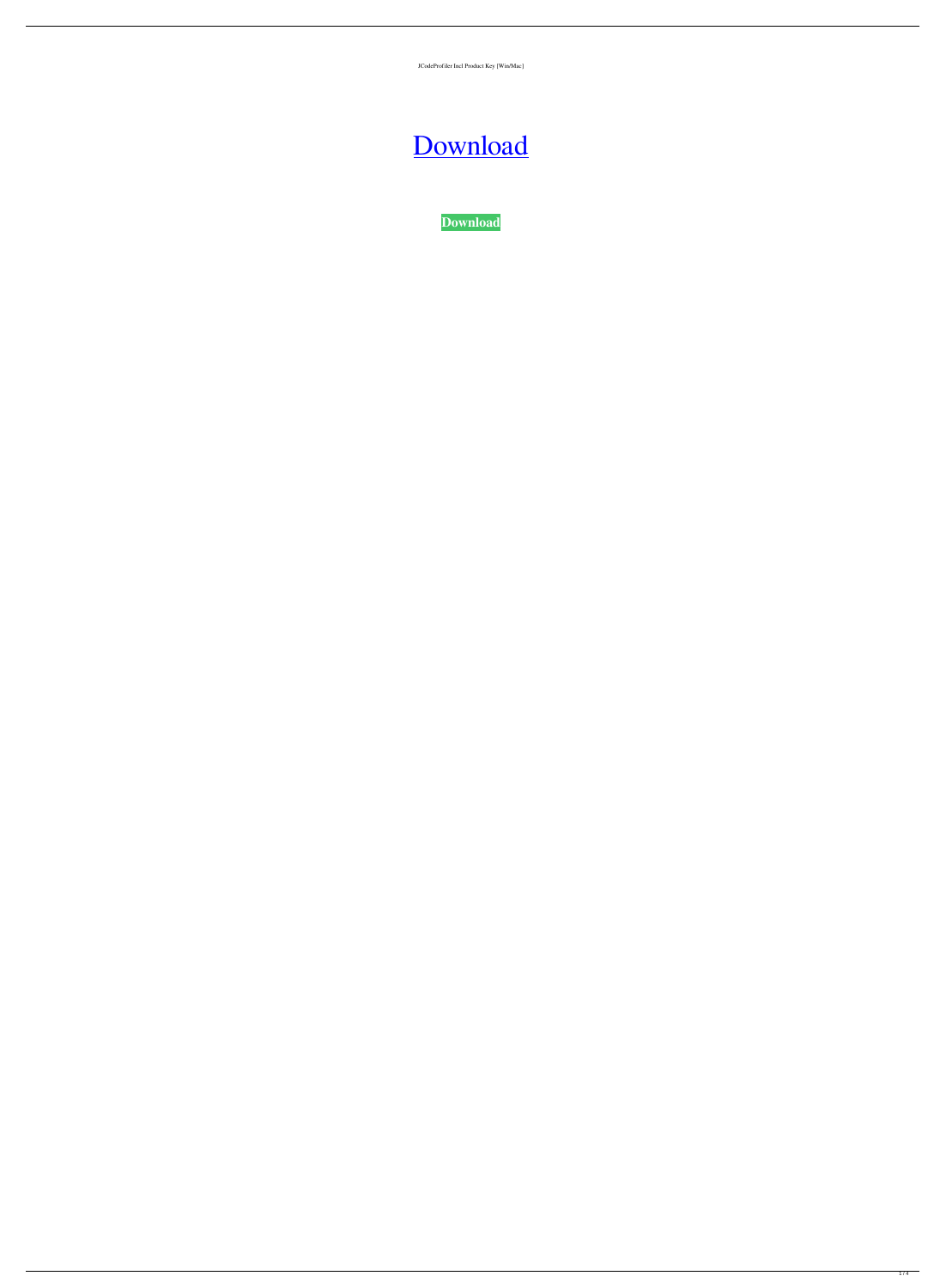JCodeProfiler Incl Product Key [Win/Mac]

# Download

**Download**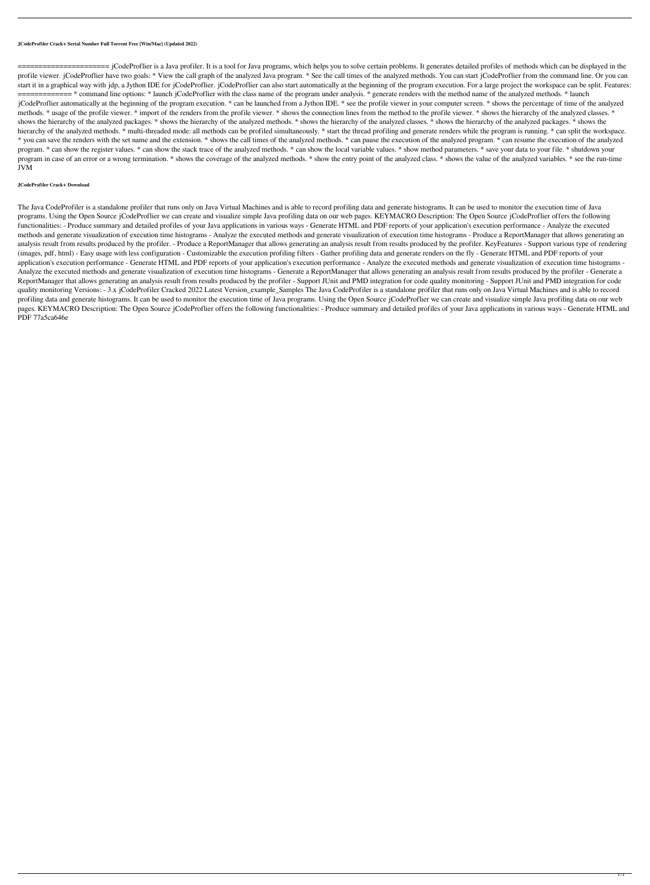**jCodeProfiler Crack+ Serial Number Full Torrent Free [Win/Mac] (Updated 2022)**

===================== jCodeProflier is a Java profiler. It is a tool for Java programs, which helps you to solve certain problems. It generates detailed profiles of methods which can be displayed in the profile viewer. jCodeProflier have two goals: * View the call graph of the analyzed Java program. * See the call times of the analyzed methods. You can start jCodeProflier from the command line. Or you can start it in a graphical way with jdp, a Jython IDE for jCodeProflier. jCodeProflier can also start automatically at the beginning of the program execution. For a large project the workspace can be split. Features: ============ * command line options: * launch jCodeProflier with the class name of the program under analysis. * generate renders with the method name of the analyzed methods. * launch jCodeProflier automatically at the beginning of the program execution. * can be launched from a Jython IDE. * see the profile viewer in your computer screen. * shows the percentage of time of the analyzed methods. * usage of the profile viewer. * import of the renders from the profile viewer. * shows the connection lines from the method to the profile viewer. * shows the hierarchy of the analyzed classes. * shows the hierarchy of the analyzed packages. * shows the hierarchy of the analyzed methods. * shows the hierarchy of the analyzed classes. * shows the hierarchy of the analyzed packages. * shows the hierarchy of the analyzed methods. * multi-threaded mode: all methods can be profiled simultaneously. * start the thread profiling and generate renders while the program is running. * can split the workspace. * you can save the renders with the set name and the extension. * shows the call times of the analyzed methods. * can pause the execution of the analyzed program. * can resume the execution of the analyzed program. * can show the register values. * can show the stack trace of the analyzed methods. * can show the local variable values. * show method parameters. * save your data to your file. * shutdown your program in case of an error or a wrong termination. * shows the coverage of the analyzed methods. * show the entry point of the analyzed class. * shows the value of the analyzed variables. * see the run-time JVM

**JCodeProfiler Crack+ Download**

The Java CodeProfiler is a standalone profiler that runs only on Java Virtual Machines and is able to record profiling data and generate histograms. It can be used to monitor the execution time of Java programs. Using the Open Source jCodeProflier we can create and visualize simple Java profiling data on our web pages. KEYMACRO Description: The Open Source jCodeProflier offers the following functionalities: - Produce summary and detailed profiles of your Java applications in various ways - Generate HTML and PDF reports of your application's execution performance - Analyze the executed methods and generate visualization of execution time histograms - Analyze the executed methods and generate visualization of execution time histograms - Produce a ReportManager that allows generating an analysis result from results produced by the profiler. - Produce a ReportManager that allows generating an analysis result from results produced by the profiler. KeyFeatures - Support various type of rendering (images, pdf, html) - Easy usage with less configuration - Customizable the execution profiling filters - Gather profiling data and generate renders on the fly - Generate HTML and PDF reports of your application's execution performance - Generate HTML and PDF reports of your application's execution performance - Analyze the executed methods and generate visualization of execution time histograms - Analyze the executed methods and generate visualization of execution time histograms - Generate a ReportManager that allows generating an analysis result from results produced by the profiler - Generate a ReportManager that allows generating an analysis result from results produced by the profiler - Support JUnit and PMD integration for code quality monitoring - Support JUnit and PMD integration for code quality monitoring Versions: - 3.x jCodeProfiler Cracked 2022 Latest Version_example_Samples The Java CodeProfiler is a standalone profiler that runs only on Java Virtual Machines and is able to record profiling data and generate histograms. It can be used to monitor the execution time of Java programs. Using the Open Source jCodeProflier we can create and visualize simple Java profiling data on our web pages. KEYMACRO Description: The Open Source jCodeProflier offers the following functionalities: - Produce summary and detailed profiles of your Java applications in various ways - Generate HTML and PDF 77a5ca646e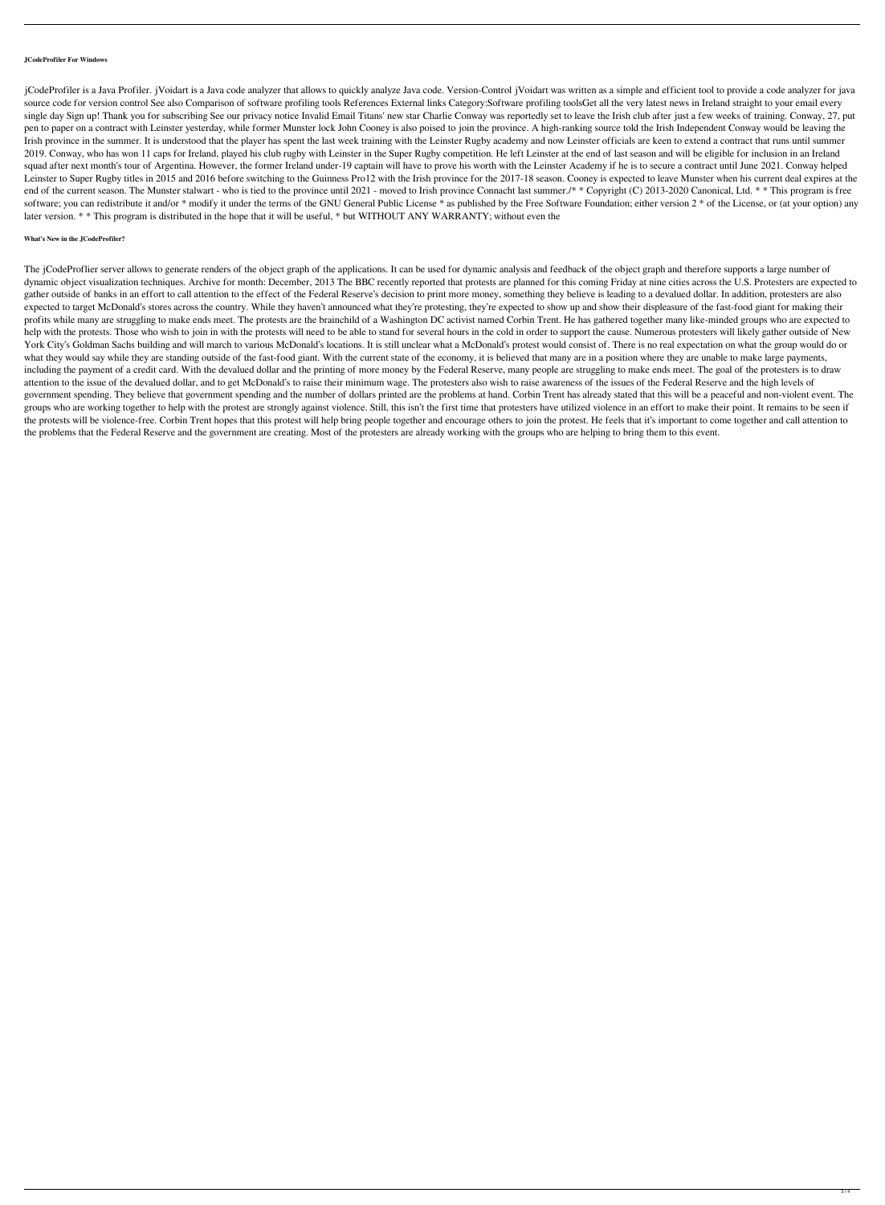#### JCodeProfiler For Windows

jCodeProfiler is a Java Profiler. jVoidart is a Java code analyzer that allows to quickly analyze Java code. Version-Control jVoidart was written as a simple and efficient tool to provide a code analyzer for java source code for version control See also Comparison of software profiling tools References External links Category:Software profiling toolsGet all the very latest news in Ireland straight to your email every single day Sign up! Thank you for subscribing See our privacy notice Invalid Email Titans' new star Charlie Conway was reportedly set to leave the Irish club after just a few weeks of training. Conway, 27, put pen to paper on a contract with Leinster yesterday, while former Munster lock John Cooney is also poised to join the province. A high-ranking source told the Irish Independent Conway would be leaving the Irish province in the summer. It is understood that the player has spent the last week training with the Leinster Rugby academy and now Leinster officials are keen to extend a contract that runs until summer 2019. Conway, who has won 11 caps for Ireland, played his club rugby with Leinster in the Super Rugby competition. He left Leinster at the end of last season and will be eligible for inclusion in an Ireland squad after next month's tour of Argentina. However, the former Ireland under-19 captain will have to prove his worth with the Leinster Academy if he is to secure a contract until June 2021. Conway helped Leinster to Super Rugby titles in 2015 and 2016 before switching to the Guinness Pro12 with the Irish province for the 2017-18 season. Cooney is expected to leave Munster when his current deal expires at the end of the current season. The Munster stalwart - who is tied to the province until 2021 - moved to Irish province Connacht last summer./* * Copyright (C) 2013-2020 Canonical, Ltd. * * This program is free software; you can redistribute it and/or * modify it under the terms of the GNU General Public License * as published by the Free Software Foundation; either version 2 * of the License, or (at your option) any later version. * * This program is distributed in the hope that it will be useful, * but WITHOUT ANY WARRANTY; without even the

#### What's New in the JCodeProfiler?

The jCodeProflier server allows to generate renders of the object graph of the applications. It can be used for dynamic analysis and feedback of the object graph and therefore supports a large number of dynamic object visualization techniques. Archive for month: December, 2013 The BBC recently reported that protests are planned for this coming Friday at nine cities across the U.S. Protesters are expected to gather outside of banks in an effort to call attention to the effect of the Federal Reserve's decision to print more money, something they believe is leading to a devalued dollar. In addition, protesters are also expected to target McDonald's stores across the country. While they haven't announced what they're protesting, they're expected to show up and show their displeasure of the fast-food giant for making their profits while many are struggling to make ends meet. The protests are the brainchild of a Washington DC activist named Corbin Trent. He has gathered together many like-minded groups who are expected to help with the protests. Those who wish to join in with the protests will need to be able to stand for several hours in the cold in order to support the cause. Numerous protesters will likely gather outside of New York City's Goldman Sachs building and will march to various McDonald's locations. It is still unclear what a McDonald's protest would consist of. There is no real expectation on what the group would do or what they would say while they are standing outside of the fast-food giant. With the current state of the economy, it is believed that many are in a position where they are unable to make large payments, including the payment of a credit card. With the devalued dollar and the printing of more money by the Federal Reserve, many people are struggling to make ends meet. The goal of the protesters is to draw attention to the issue of the devalued dollar, and to get McDonald's to raise their minimum wage. The protesters also wish to raise awareness of the issues of the Federal Reserve and the high levels of government spending. They believe that government spending and the number of dollars printed are the problems at hand. Corbin Trent has already stated that this will be a peaceful and non-violent event. The groups who are working together to help with the protest are strongly against violence. Still, this isn't the first time that protesters have utilized violence in an effort to make their point. It remains to be seen if the protests will be violence-free. Corbin Trent hopes that this protest will help bring people together and encourage others to join the protest. He feels that it's important to come together and call attention to the problems that the Federal Reserve and the government are creating. Most of the protesters are already working with the groups who are helping to bring them to this event.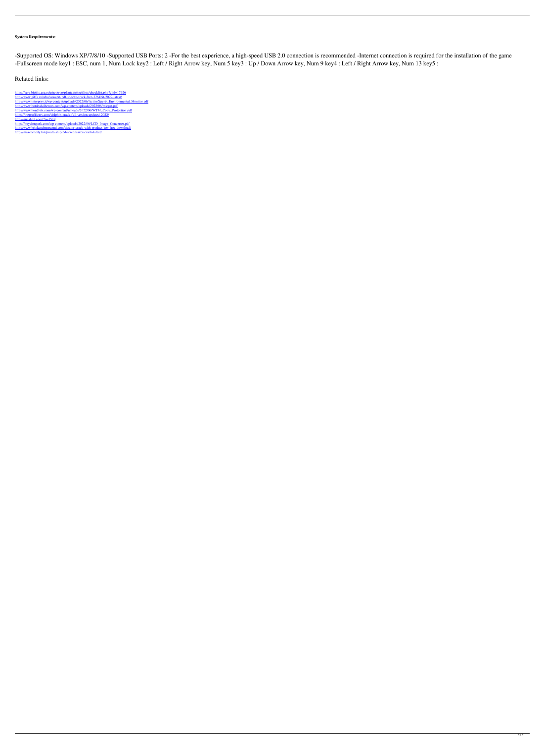**System Requirements:**

-Supported OS: Windows XP/7/8/10 -Supported USB Ports: 2 -For the best experience, a high-speed USB 2.0 connection is recommended -Internet connection is required for the installation of the game -Fullscreen mode key1 : ESC, num 1, Num Lock key2 : Left / Right Arrow key, Num 5 key3 : Up / Down Arrow key, Num 9 key4 : Left / Right Arrow key, Num 13 key5 :

Related links:

https://serv.biokic.asu.edu/neotrop/plantae/checklists/checklist.php?clid=17626
http://www.giffa.ru/who/convert-pdf-to-text-crack-free-3264bit-2022-latest/
http://www.interprys.it/wp-content/uploads/2022/06/ActiveXperts_Environmental_Monitor.pdf
http://www.hotdeals4heroes.com/wp-content/uploads/2022/06/micpat.pdf
http://www.bondbits.com/wp-content/uploads/2022/06/WTM_Copy_Protection.pdf
https://theprofficers.com/dolphin-crack-full-version-updated-2022/
http://nunafrut.com/?p=1518
https://buyzionpark.com/wp-content/uploads/2022/06/LCD_Image_Converter.pdf
http://www.brickandmortarmi.com/titrator-crack-with-product-key-free-download/
http://maxcomedy.biz/pirate-ship-3d-screensaver-crack-latest/